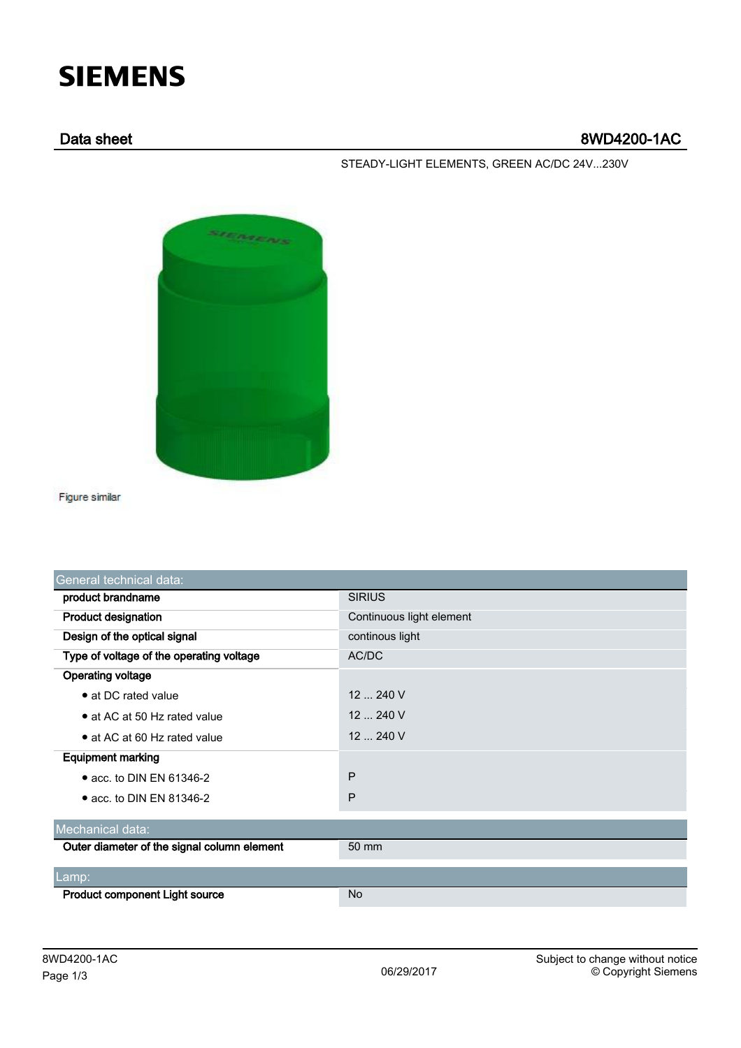SIEMENS

## Data sheet 8WD4200-1AC

STEADY-LIGHT ELEMENTS, GREEN AC/DC 24V...230V

Figure similar

| General technical data: | |
|---|---|
| **product brandname** | SIRIUS |
| **Product designation** | Continuous light element |
| **Design of the optical signal** | continous light |
| **Type of voltage of the operating voltage** | AC/DC |
| **Operating voltage** | |
| • at DC rated value | 12 ... 240 V |
| • at AC at 50 Hz rated value | 12 ... 240 V |
| • at AC at 60 Hz rated value | 12 ... 240 V |
| **Equipment marking** | |
| • acc. to DIN EN 61346-2 | P |
| • acc. to DIN EN 81346-2 | P |

| Mechanical data: | |
|---|---|
| **Outer diameter of the signal column element** | 50 mm |

| Lamp: | |
|---|---|
| **Product component Light source** | No |

8WD4200-1AC

06/29/2017

Subject to change without notice
© Copyright Siemens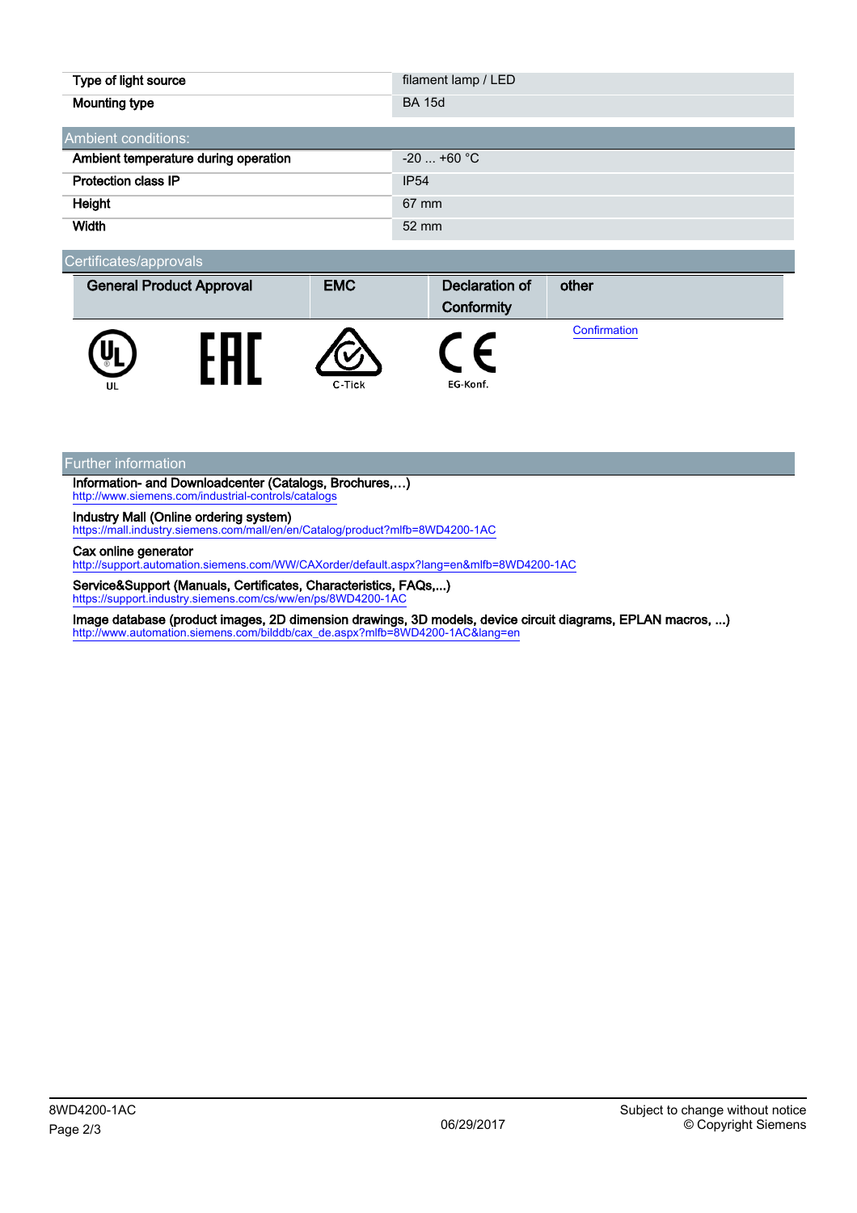| | |
|---|---|
| Type of light source | filament lamp / LED |
| Mounting type | BA 15d |

## Ambient conditions:

| | |
|---|---|
| Ambient temperature during operation | -20 ... +60 °C |
| Protection class IP | IP54 |
| Height | 67 mm |
| Width | 52 mm |

## Certificates/approvals

| General Product Approval | | EMC | Declaration of Conformity | other |
|---|---|---|---|---|
| UL | EAC | C-Tick | EG-Konf. | Confirmation |

## Further information

**Information- and Downloadcenter (Catalogs, Brochures,…)**
http://www.siemens.com/industrial-controls/catalogs

**Industry Mall (Online ordering system)**
https://mall.industry.siemens.com/mall/en/en/Catalog/product?mlfb=8WD4200-1AC

**Cax online generator**
http://support.automation.siemens.com/WW/CAXorder/default.aspx?lang=en&mlfb=8WD4200-1AC

**Service&Support (Manuals, Certificates, Characteristics, FAQs,...)**
https://support.industry.siemens.com/cs/ww/en/ps/8WD4200-1AC

**Image database (product images, 2D dimension drawings, 3D models, device circuit diagrams, EPLAN macros, ...)**
http://www.automation.siemens.com/bilddb/cax_de.aspx?mlfb=8WD4200-1AC&lang=en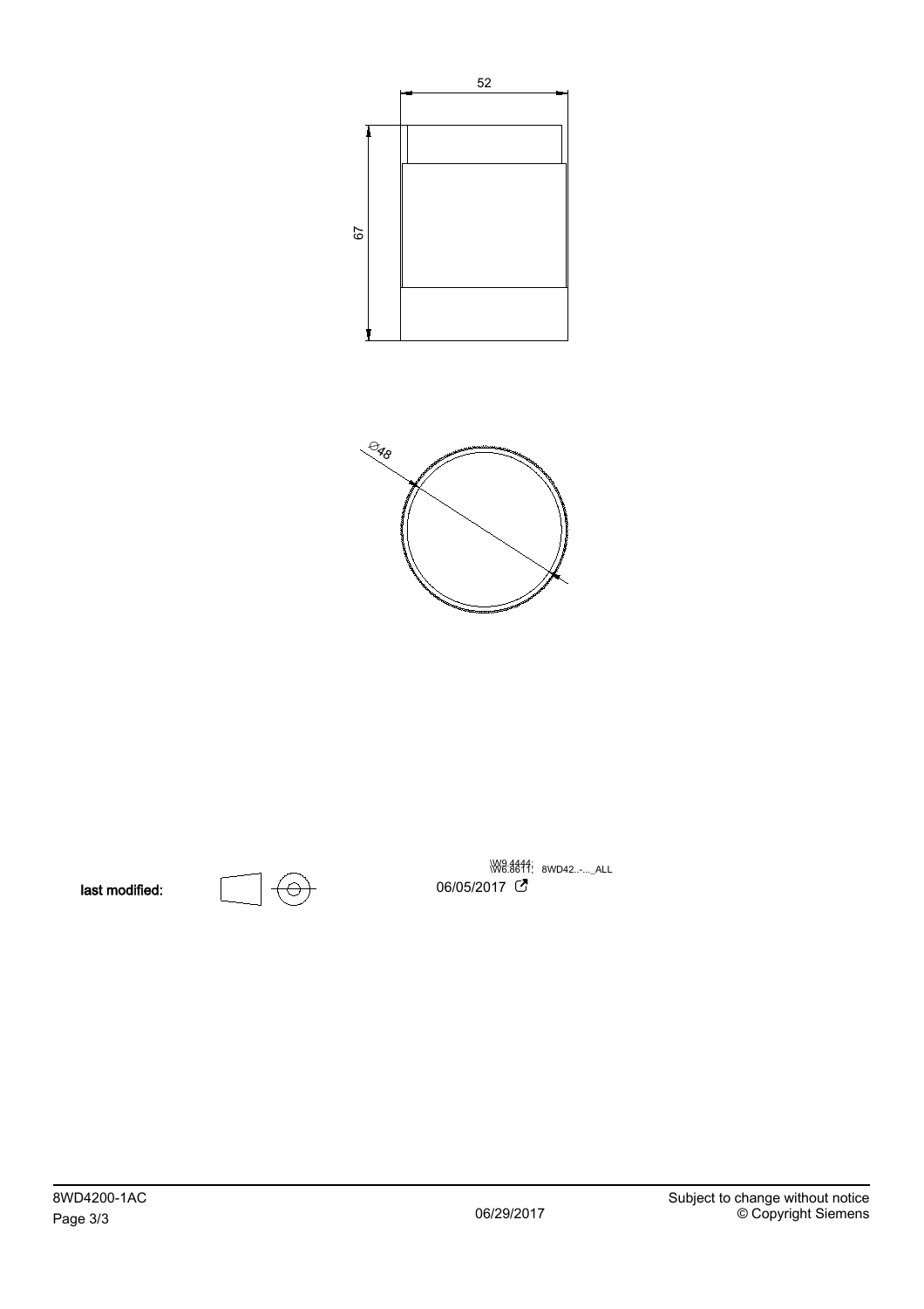52

67

⌀48

\W9.4444; \W6.8611; 8WD42..-..._ALL

**last modified:** 06/05/2017

8WD4200-1AC

06/29/2017

Subject to change without notice
© Copyright Siemens